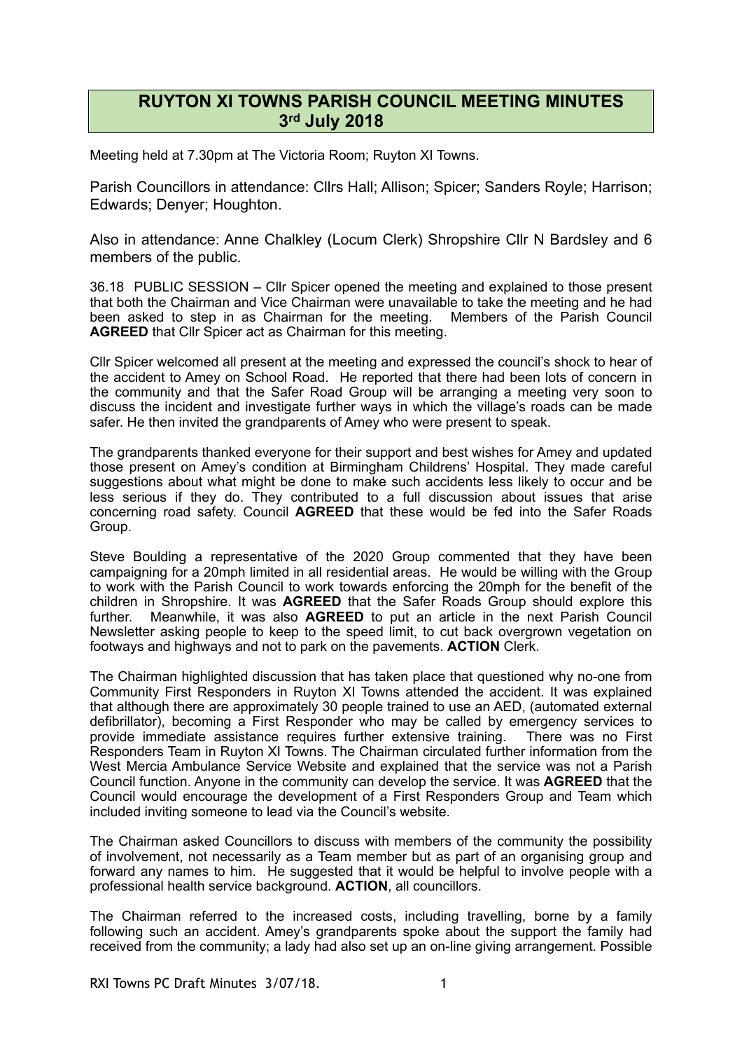# RUYTON XI TOWNS PARISH COUNCIL MEETING MINUTES
## 3rd July 2018

Meeting held at 7.30pm at The Victoria Room; Ruyton XI Towns.

Parish Councillors in attendance: Cllrs Hall; Allison; Spicer; Sanders Royle; Harrison; Edwards; Denyer; Houghton.

Also in attendance: Anne Chalkley (Locum Clerk) Shropshire Cllr N Bardsley and 6 members of the public.

36.18 PUBLIC SESSION – Cllr Spicer opened the meeting and explained to those present that both the Chairman and Vice Chairman were unavailable to take the meeting and he had been asked to step in as Chairman for the meeting. Members of the Parish Council **AGREED** that Cllr Spicer act as Chairman for this meeting.

Cllr Spicer welcomed all present at the meeting and expressed the council's shock to hear of the accident to Amey on School Road. He reported that there had been lots of concern in the community and that the Safer Road Group will be arranging a meeting very soon to discuss the incident and investigate further ways in which the village's roads can be made safer. He then invited the grandparents of Amey who were present to speak.

The grandparents thanked everyone for their support and best wishes for Amey and updated those present on Amey's condition at Birmingham Childrens' Hospital. They made careful suggestions about what might be done to make such accidents less likely to occur and be less serious if they do. They contributed to a full discussion about issues that arise concerning road safety. Council **AGREED** that these would be fed into the Safer Roads Group.

Steve Boulding a representative of the 2020 Group commented that they have been campaigning for a 20mph limited in all residential areas. He would be willing with the Group to work with the Parish Council to work towards enforcing the 20mph for the benefit of the children in Shropshire. It was **AGREED** that the Safer Roads Group should explore this further. Meanwhile, it was also **AGREED** to put an article in the next Parish Council Newsletter asking people to keep to the speed limit, to cut back overgrown vegetation on footways and highways and not to park on the pavements. **ACTION** Clerk.

The Chairman highlighted discussion that has taken place that questioned why no-one from Community First Responders in Ruyton XI Towns attended the accident. It was explained that although there are approximately 30 people trained to use an AED, (automated external defibrillator), becoming a First Responder who may be called by emergency services to provide immediate assistance requires further extensive training. There was no First Responders Team in Ruyton XI Towns. The Chairman circulated further information from the West Mercia Ambulance Service Website and explained that the service was not a Parish Council function. Anyone in the community can develop the service. It was **AGREED** that the Council would encourage the development of a First Responders Group and Team which included inviting someone to lead via the Council's website.

The Chairman asked Councillors to discuss with members of the community the possibility of involvement, not necessarily as a Team member but as part of an organising group and forward any names to him. He suggested that it would be helpful to involve people with a professional health service background. **ACTION**, all councillors.

The Chairman referred to the increased costs, including travelling, borne by a family following such an accident. Amey's grandparents spoke about the support the family had received from the community; a lady had also set up an on-line giving arrangement. Possible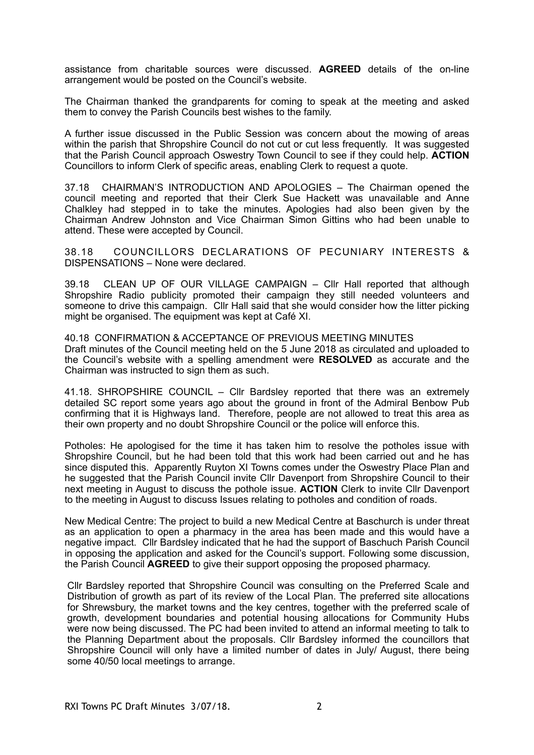assistance from charitable sources were discussed. **AGREED** details of the on-line arrangement would be posted on the Council's website.

The Chairman thanked the grandparents for coming to speak at the meeting and asked them to convey the Parish Councils best wishes to the family.

A further issue discussed in the Public Session was concern about the mowing of areas within the parish that Shropshire Council do not cut or cut less frequently. It was suggested that the Parish Council approach Oswestry Town Council to see if they could help. **ACTION** Councillors to inform Clerk of specific areas, enabling Clerk to request a quote.

37.18 CHAIRMAN'S INTRODUCTION AND APOLOGIES – The Chairman opened the council meeting and reported that their Clerk Sue Hackett was unavailable and Anne Chalkley had stepped in to take the minutes. Apologies had also been given by the Chairman Andrew Johnston and Vice Chairman Simon Gittins who had been unable to attend. These were accepted by Council.

38.18 COUNCILLORS DECLARATIONS OF PECUNIARY INTERESTS & DISPENSATIONS – None were declared.

39.18 CLEAN UP OF OUR VILLAGE CAMPAIGN – Cllr Hall reported that although Shropshire Radio publicity promoted their campaign they still needed volunteers and someone to drive this campaign. Cllr Hall said that she would consider how the litter picking might be organised. The equipment was kept at Café XI.

40.18 CONFIRMATION & ACCEPTANCE OF PREVIOUS MEETING MINUTES
Draft minutes of the Council meeting held on the 5 June 2018 as circulated and uploaded to the Council's website with a spelling amendment were **RESOLVED** as accurate and the Chairman was instructed to sign them as such.

41.18. SHROPSHIRE COUNCIL – Cllr Bardsley reported that there was an extremely detailed SC report some years ago about the ground in front of the Admiral Benbow Pub confirming that it is Highways land. Therefore, people are not allowed to treat this area as their own property and no doubt Shropshire Council or the police will enforce this.

Potholes: He apologised for the time it has taken him to resolve the potholes issue with Shropshire Council, but he had been told that this work had been carried out and he has since disputed this. Apparently Ruyton XI Towns comes under the Oswestry Place Plan and he suggested that the Parish Council invite Cllr Davenport from Shropshire Council to their next meeting in August to discuss the pothole issue. **ACTION** Clerk to invite Cllr Davenport to the meeting in August to discuss Issues relating to potholes and condition of roads.

New Medical Centre: The project to build a new Medical Centre at Baschurch is under threat as an application to open a pharmacy in the area has been made and this would have a negative impact. Cllr Bardsley indicated that he had the support of Baschuch Parish Council in opposing the application and asked for the Council's support. Following some discussion, the Parish Council **AGREED** to give their support opposing the proposed pharmacy.

Cllr Bardsley reported that Shropshire Council was consulting on the Preferred Scale and Distribution of growth as part of its review of the Local Plan. The preferred site allocations for Shrewsbury, the market towns and the key centres, together with the preferred scale of growth, development boundaries and potential housing allocations for Community Hubs were now being discussed. The PC had been invited to attend an informal meeting to talk to the Planning Department about the proposals. Cllr Bardsley informed the councillors that Shropshire Council will only have a limited number of dates in July/ August, there being some 40/50 local meetings to arrange.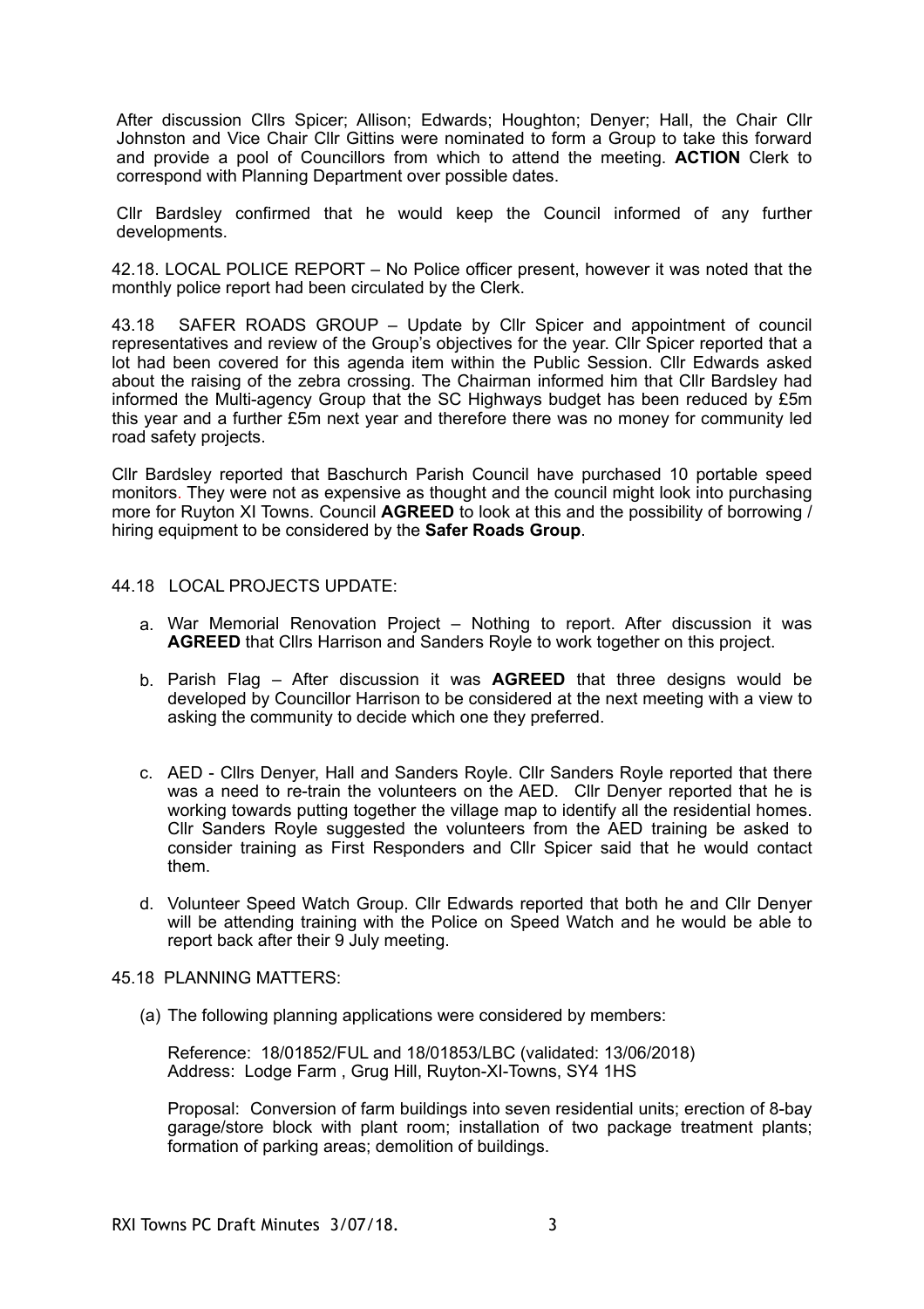After discussion Cllrs Spicer; Allison; Edwards; Houghton; Denyer; Hall, the Chair Cllr Johnston and Vice Chair Cllr Gittins were nominated to form a Group to take this forward and provide a pool of Councillors from which to attend the meeting. **ACTION** Clerk to correspond with Planning Department over possible dates.

Cllr Bardsley confirmed that he would keep the Council informed of any further developments.

42.18. LOCAL POLICE REPORT – No Police officer present, however it was noted that the monthly police report had been circulated by the Clerk.

43.18 SAFER ROADS GROUP – Update by Cllr Spicer and appointment of council representatives and review of the Group's objectives for the year. Cllr Spicer reported that a lot had been covered for this agenda item within the Public Session. Cllr Edwards asked about the raising of the zebra crossing. The Chairman informed him that Cllr Bardsley had informed the Multi-agency Group that the SC Highways budget has been reduced by £5m this year and a further £5m next year and therefore there was no money for community led road safety projects.

Cllr Bardsley reported that Baschurch Parish Council have purchased 10 portable speed monitors. They were not as expensive as thought and the council might look into purchasing more for Ruyton XI Towns. Council **AGREED** to look at this and the possibility of borrowing / hiring equipment to be considered by the **Safer Roads Group**.

44.18 LOCAL PROJECTS UPDATE:

a. War Memorial Renovation Project – Nothing to report. After discussion it was **AGREED** that Cllrs Harrison and Sanders Royle to work together on this project.

b. Parish Flag – After discussion it was **AGREED** that three designs would be developed by Councillor Harrison to be considered at the next meeting with a view to asking the community to decide which one they preferred.

c. AED - Cllrs Denyer, Hall and Sanders Royle. Cllr Sanders Royle reported that there was a need to re-train the volunteers on the AED. Cllr Denyer reported that he is working towards putting together the village map to identify all the residential homes. Cllr Sanders Royle suggested the volunteers from the AED training be asked to consider training as First Responders and Cllr Spicer said that he would contact them.

d. Volunteer Speed Watch Group. Cllr Edwards reported that both he and Cllr Denyer will be attending training with the Police on Speed Watch and he would be able to report back after their 9 July meeting.

45.18 PLANNING MATTERS:

(a) The following planning applications were considered by members:

Reference: 18/01852/FUL and 18/01853/LBC (validated: 13/06/2018)
Address: Lodge Farm , Grug Hill, Ruyton-XI-Towns, SY4 1HS

Proposal: Conversion of farm buildings into seven residential units; erection of 8-bay garage/store block with plant room; installation of two package treatment plants; formation of parking areas; demolition of buildings.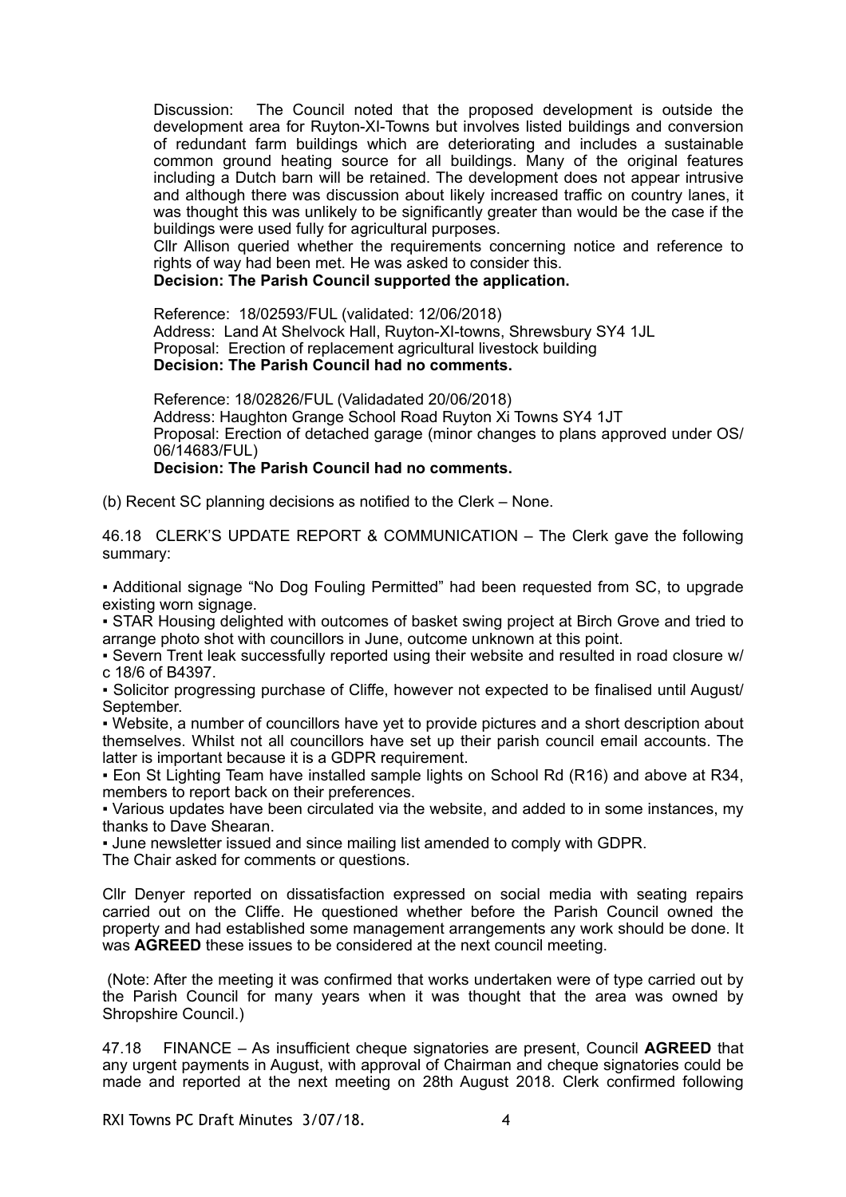Discussion: The Council noted that the proposed development is outside the development area for Ruyton-XI-Towns but involves listed buildings and conversion of redundant farm buildings which are deteriorating and includes a sustainable common ground heating source for all buildings. Many of the original features including a Dutch barn will be retained. The development does not appear intrusive and although there was discussion about likely increased traffic on country lanes, it was thought this was unlikely to be significantly greater than would be the case if the buildings were used fully for agricultural purposes.

Cllr Allison queried whether the requirements concerning notice and reference to rights of way had been met. He was asked to consider this.

**Decision: The Parish Council supported the application.**

Reference: 18/02593/FUL (validated: 12/06/2018)
Address: Land At Shelvock Hall, Ruyton-XI-towns, Shrewsbury SY4 1JL
Proposal: Erection of replacement agricultural livestock building
**Decision: The Parish Council had no comments.**

Reference: 18/02826/FUL (Valididadated 20/06/2018)
Address: Haughton Grange School Road Ruyton Xi Towns SY4 1JT
Proposal: Erection of detached garage (minor changes to plans approved under OS/06/14683/FUL)
**Decision: The Parish Council had no comments.**

(b) Recent SC planning decisions as notified to the Clerk – None.

46.18 CLERK'S UPDATE REPORT & COMMUNICATION – The Clerk gave the following summary:

- Additional signage "No Dog Fouling Permitted" had been requested from SC, to upgrade existing worn signage.
- STAR Housing delighted with outcomes of basket swing project at Birch Grove and tried to arrange photo shot with councillors in June, outcome unknown at this point.
- Severn Trent leak successfully reported using their website and resulted in road closure w/c 18/6 of B4397.
- Solicitor progressing purchase of Cliffe, however not expected to be finalised until August/ September.
- Website, a number of councillors have yet to provide pictures and a short description about themselves. Whilst not all councillors have set up their parish council email accounts. The latter is important because it is a GDPR requirement.
- Eon St Lighting Team have installed sample lights on School Rd (R16) and above at R34, members to report back on their preferences.
- Various updates have been circulated via the website, and added to in some instances, my thanks to Dave Shearan.
- June newsletter issued and since mailing list amended to comply with GDPR.

The Chair asked for comments or questions.

Cllr Denyer reported on dissatisfaction expressed on social media with seating repairs carried out on the Cliffe. He questioned whether before the Parish Council owned the property and had established some management arrangements any work should be done. It was **AGREED** these issues to be considered at the next council meeting.

(Note: After the meeting it was confirmed that works undertaken were of type carried out by the Parish Council for many years when it was thought that the area was owned by Shropshire Council.)

47.18 FINANCE – As insufficient cheque signatories are present, Council **AGREED** that any urgent payments in August, with approval of Chairman and cheque signatories could be made and reported at the next meeting on 28th August 2018. Clerk confirmed following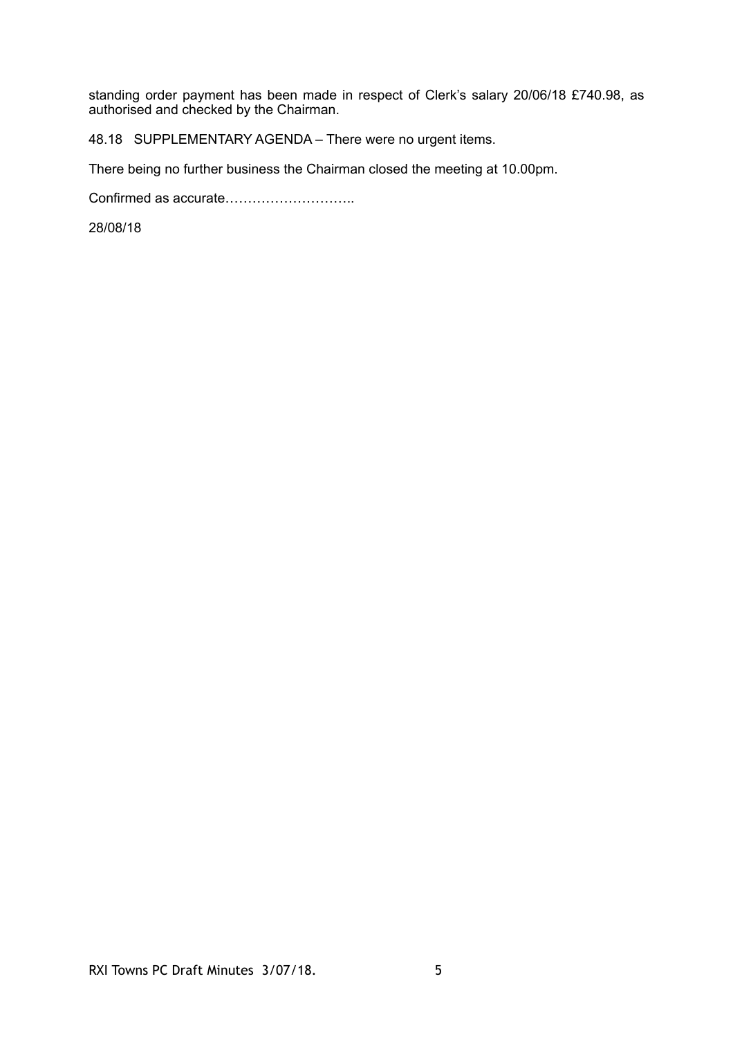standing order payment has been made in respect of Clerk's salary 20/06/18 £740.98, as authorised and checked by the Chairman.

48.18 SUPPLEMENTARY AGENDA – There were no urgent items.

There being no further business the Chairman closed the meeting at 10.00pm.

Confirmed as accurate………………………..

28/08/18